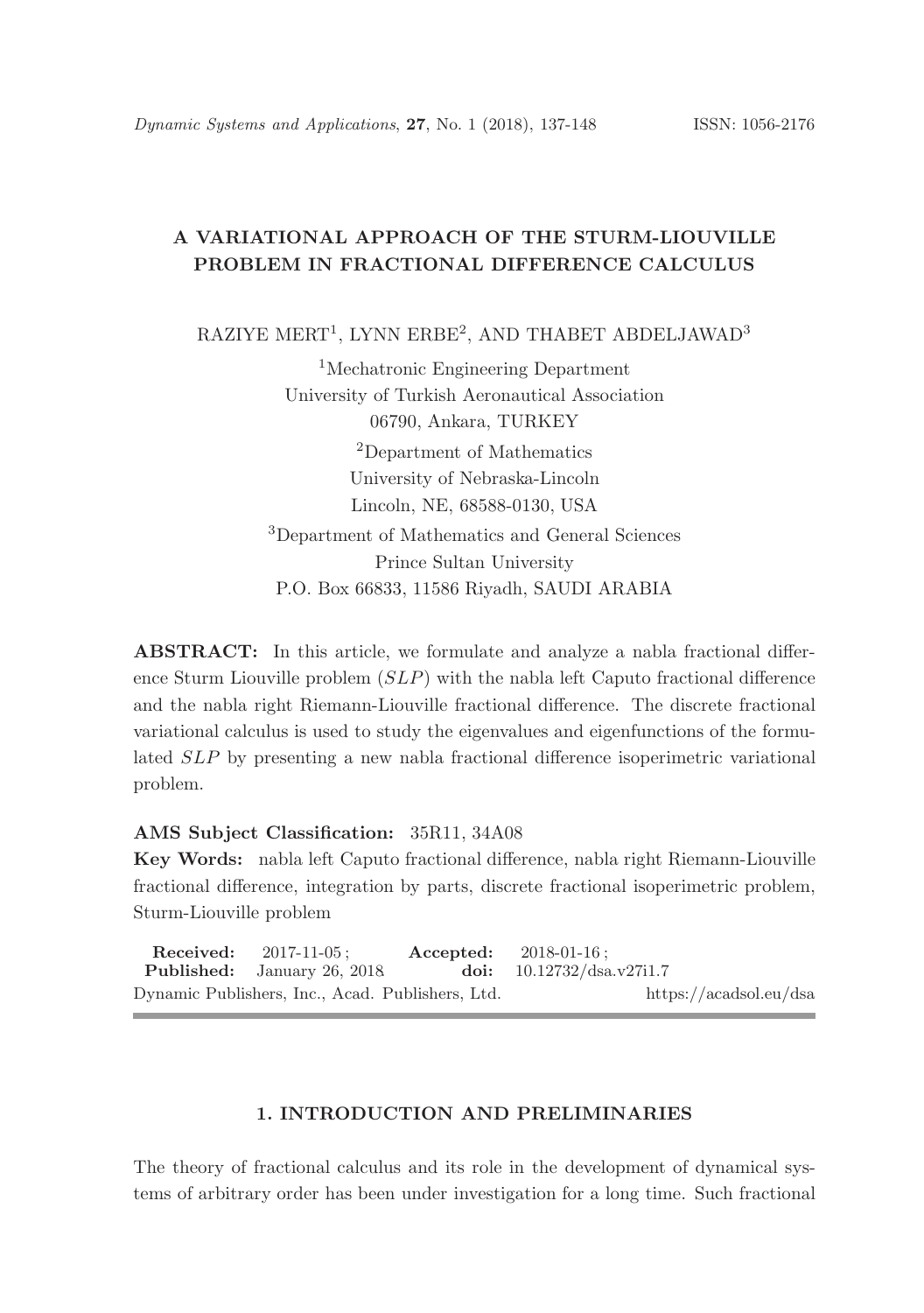# A VARIATIONAL APPROACH OF THE STURM-LIOUVILLE PROBLEM IN FRACTIONAL DIFFERENCE CALCULUS

RAZIYE MERT[1], LYNN ERBE[2], AND THABET ABDELJAWAD[3]

[1]Mechatronic Engineering Department
University of Turkish Aeronautical Association
06790, Ankara, TURKEY

[2]Department of Mathematics
University of Nebraska-Lincoln
Lincoln, NE, 68588-0130, USA

[3]Department of Mathematics and General Sciences
Prince Sultan University
P.O. Box 66833, 11586 Riyadh, SAUDI ARABIA

**ABSTRACT:** In this article, we formulate and analyze a nabla fractional difference Sturm Liouville problem ($SLP$) with the nabla left Caputo fractional difference and the nabla right Riemann-Liouville fractional difference. The discrete fractional variational calculus is used to study the eigenvalues and eigenfunctions of the formulated $SLP$ by presenting a new nabla fractional difference isoperimetric variational problem.

**AMS Subject Classification:** 35R11, 34A08

**Key Words:** nabla left Caputo fractional difference, nabla right Riemann-Liouville fractional difference, integration by parts, discrete fractional isoperimetric problem, Sturm-Liouville problem

**Received:** 2017-11-05 ; **Accepted:** 2018-01-16 ;
**Published:** January 26, 2018 **doi:** 10.12732/dsa.v27i1.7
Dynamic Publishers, Inc., Acad. Publishers, Ltd. https://acadsol.eu/dsa

## 1. INTRODUCTION AND PRELIMINARIES

The theory of fractional calculus and its role in the development of dynamical systems of arbitrary order has been under investigation for a long time. Such fractional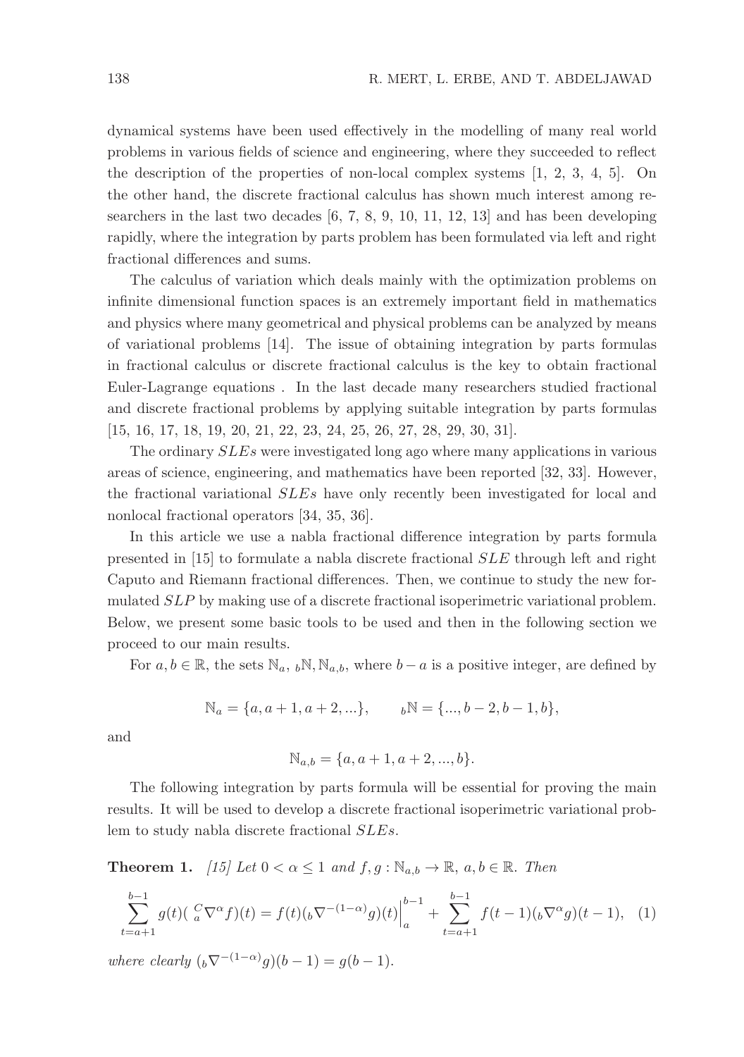dynamical systems have been used effectively in the modelling of many real world problems in various fields of science and engineering, where they succeeded to reflect the description of the properties of non-local complex systems [1, 2, 3, 4, 5]. On the other hand, the discrete fractional calculus has shown much interest among researchers in the last two decades [6, 7, 8, 9, 10, 11, 12, 13] and has been developing rapidly, where the integration by parts problem has been formulated via left and right fractional differences and sums.

The calculus of variation which deals mainly with the optimization problems on infinite dimensional function spaces is an extremely important field in mathematics and physics where many geometrical and physical problems can be analyzed by means of variational problems [14]. The issue of obtaining integration by parts formulas in fractional calculus or discrete fractional calculus is the key to obtain fractional Euler-Lagrange equations . In the last decade many researchers studied fractional and discrete fractional problems by applying suitable integration by parts formulas [15, 16, 17, 18, 19, 20, 21, 22, 23, 24, 25, 26, 27, 28, 29, 30, 31].

The ordinary $SLEs$ were investigated long ago where many applications in various areas of science, engineering, and mathematics have been reported [32, 33]. However, the fractional variational $SLEs$ have only recently been investigated for local and nonlocal fractional operators [34, 35, 36].

In this article we use a nabla fractional difference integration by parts formula presented in [15] to formulate a nabla discrete fractional $SLE$ through left and right Caputo and Riemann fractional differences. Then, we continue to study the new formulated $SLP$ by making use of a discrete fractional isoperimetric variational problem. Below, we present some basic tools to be used and then in the following section we proceed to our main results.

For $a, b \in \mathbb{R}$, the sets $\mathbb{N}_a$, ${}_b\mathbb{N}, \mathbb{N}_{a,b}$, where $b-a$ is a positive integer, are defined by

$$\mathbb{N}_a = \{a, a+1, a+2, ...\}, \qquad {}_b\mathbb{N} = \{..., b-2, b-1, b\},$$

and

$$\mathbb{N}_{a,b} = \{a, a+1, a+2, ..., b\}.$$

The following integration by parts formula will be essential for proving the main results. It will be used to develop a discrete fractional isoperimetric variational problem to study nabla discrete fractional $SLEs$.

**Theorem 1.** *[15] Let $0 < \alpha \leq 1$ and $f, g : \mathbb{N}_{a,b} \to \mathbb{R}$, $a, b \in \mathbb{R}$. Then*

$$\sum_{t=a+1}^{b-1} g(t)({}_{a}^{C}\nabla^{\alpha} f)(t) = f(t)({}_b\nabla^{-(1-\alpha)} g)(t)\Big|_a^{b-1} + \sum_{t=a+1}^{b-1} f(t-1)({}_b\nabla^{\alpha} g)(t-1), \quad (1)$$

*where clearly $({}_b\nabla^{-(1-\alpha)} g)(b-1) = g(b-1)$.*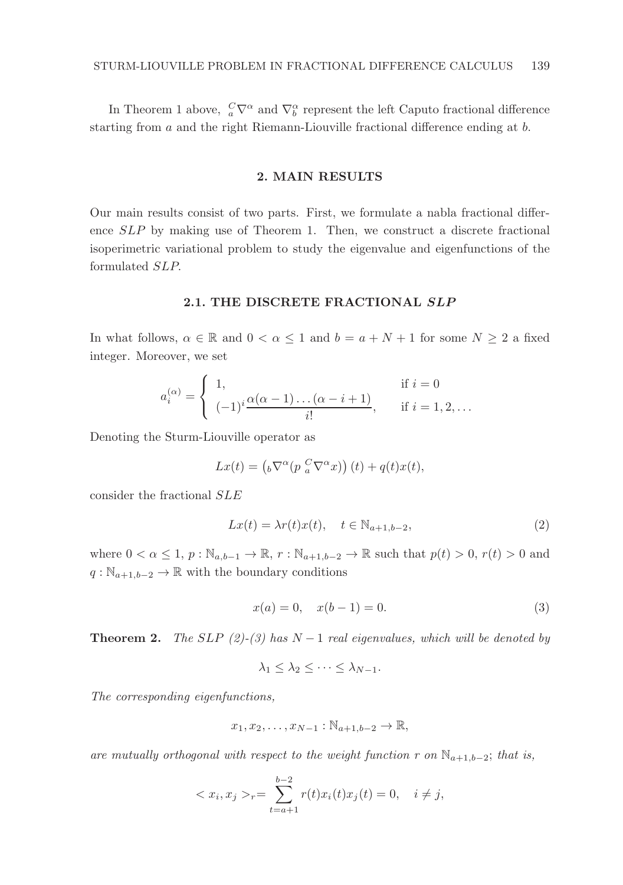In Theorem 1 above, ${}_a^C\nabla^\alpha$ and $\nabla_b^\alpha$ represent the left Caputo fractional difference starting from $a$ and the right Riemann-Liouville fractional difference ending at $b$.

## 2. MAIN RESULTS

Our main results consist of two parts. First, we formulate a nabla fractional difference *SLP* by making use of Theorem 1. Then, we construct a discrete fractional isoperimetric variational problem to study the eigenvalue and eigenfunctions of the formulated *SLP*.

### 2.1. THE DISCRETE FRACTIONAL *SLP*

In what follows, $\alpha \in \mathbb{R}$ and $0 < \alpha \leq 1$ and $b = a + N + 1$ for some $N \geq 2$ a fixed integer. Moreover, we set

$$a_i^{(\alpha)} = \begin{cases} 1, & \text{if } i = 0 \\ (-1)^i \dfrac{\alpha(\alpha-1)\dots(\alpha-i+1)}{i!}, & \text{if } i = 1, 2, \dots \end{cases}$$

Denoting the Sturm-Liouville operator as

$$Lx(t) = \left({}_b\nabla^\alpha (p \, {}_a^C\nabla^\alpha x)\right)(t) + q(t)x(t),$$

consider the fractional *SLE*

$$Lx(t) = \lambda r(t) x(t), \quad t \in \mathbb{N}_{a+1,b-2}, \tag{2}$$

where $0 < \alpha \leq 1$, $p : \mathbb{N}_{a,b-1} \to \mathbb{R}$, $r : \mathbb{N}_{a+1,b-2} \to \mathbb{R}$ such that $p(t) > 0$, $r(t) > 0$ and $q : \mathbb{N}_{a+1,b-2} \to \mathbb{R}$ with the boundary conditions

$$x(a) = 0, \quad x(b-1) = 0. \tag{3}$$

**Theorem 2.** *The SLP (2)-(3) has $N-1$ real eigenvalues, which will be denoted by*

$$\lambda_1 \leq \lambda_2 \leq \dots \leq \lambda_{N-1}.$$

*The corresponding eigenfunctions,*

$$x_1, x_2, \dots, x_{N-1} : \mathbb{N}_{a+1,b-2} \to \mathbb{R},$$

*are mutually orthogonal with respect to the weight function $r$ on $\mathbb{N}_{a+1,b-2}$; that is,*

$$< x_i, x_j >_r = \sum_{t=a+1}^{b-2} r(t) x_i(t) x_j(t) = 0, \quad i \neq j,$$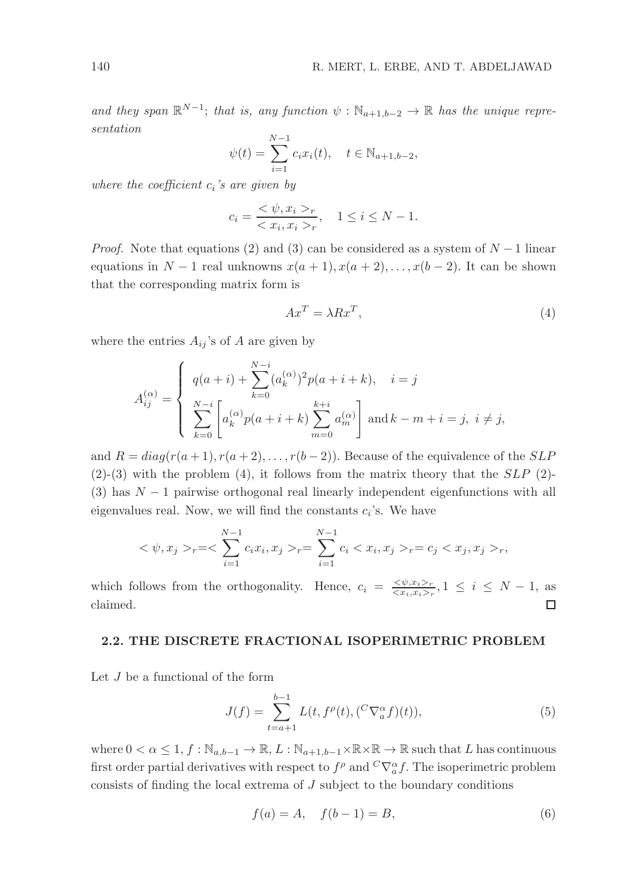*and they span $\mathbb{R}^{N-1}$; that is, any function $\psi : \mathbb{N}_{a+1,b-2} \to \mathbb{R}$ has the unique representation*

$$\psi(t) = \sum_{i=1}^{N-1} c_i x_i(t), \quad t \in \mathbb{N}_{a+1,b-2},$$

*where the coefficient $c_i$'s are given by*

$$c_i = \frac{< \psi, x_i >_r}{< x_i, x_i >_r}, \quad 1 \leq i \leq N-1.$$

*Proof.* Note that equations (2) and (3) can be considered as a system of $N-1$ linear equations in $N-1$ real unknowns $x(a+1), x(a+2), \ldots, x(b-2)$. It can be shown that the corresponding matrix form is

$$Ax^T = \lambda R x^T, \tag{4}$$

where the entries $A_{ij}$'s of $A$ are given by

$$A_{ij}^{(\alpha)} = \begin{cases} q(a+i) + \displaystyle\sum_{k=0}^{N-i} (a_k^{(\alpha)})^2 p(a+i+k), \quad i = j \\ \displaystyle\sum_{k=0}^{N-i} \left[ a_k^{(\alpha)} p(a+i+k) \sum_{m=0}^{k+i} a_m^{(\alpha)} \right] \text{and}\, k - m + i = j, \; i \neq j, \end{cases}$$

and $R = diag(r(a+1), r(a+2), \ldots, r(b-2))$. Because of the equivalence of the $SLP$ (2)-(3) with the problem (4), it follows from the matrix theory that the $SLP$ (2)-(3) has $N-1$ pairwise orthogonal real linearly independent eigenfunctions with all eigenvalues real. Now, we will find the constants $c_i$'s. We have

$$< \psi, x_j >_r = < \sum_{i=1}^{N-1} c_i x_i, x_j >_r = \sum_{i=1}^{N-1} c_i < x_i, x_j >_r = c_j < x_j, x_j >_r,$$

which follows from the orthogonality. Hence, $c_i = \frac{<\psi, x_i>_r}{<x_i, x_i>_r}, 1 \leq i \leq N-1$, as claimed. $\square$

## 2.2. THE DISCRETE FRACTIONAL ISOPERIMETRIC PROBLEM

Let $J$ be a functional of the form

$$J(f) = \sum_{t=a+1}^{b-1} L(t, f^\rho(t), ({}^C\nabla_a^\alpha f)(t)), \tag{5}$$

where $0 < \alpha \leq 1$, $f : \mathbb{N}_{a,b-1} \to \mathbb{R}$, $L : \mathbb{N}_{a+1,b-1} \times \mathbb{R} \times \mathbb{R} \to \mathbb{R}$ such that $L$ has continuous first order partial derivatives with respect to $f^\rho$ and ${}^C\nabla_a^\alpha f$. The isoperimetric problem consists of finding the local extrema of $J$ subject to the boundary conditions

$$f(a) = A, \quad f(b-1) = B, \tag{6}$$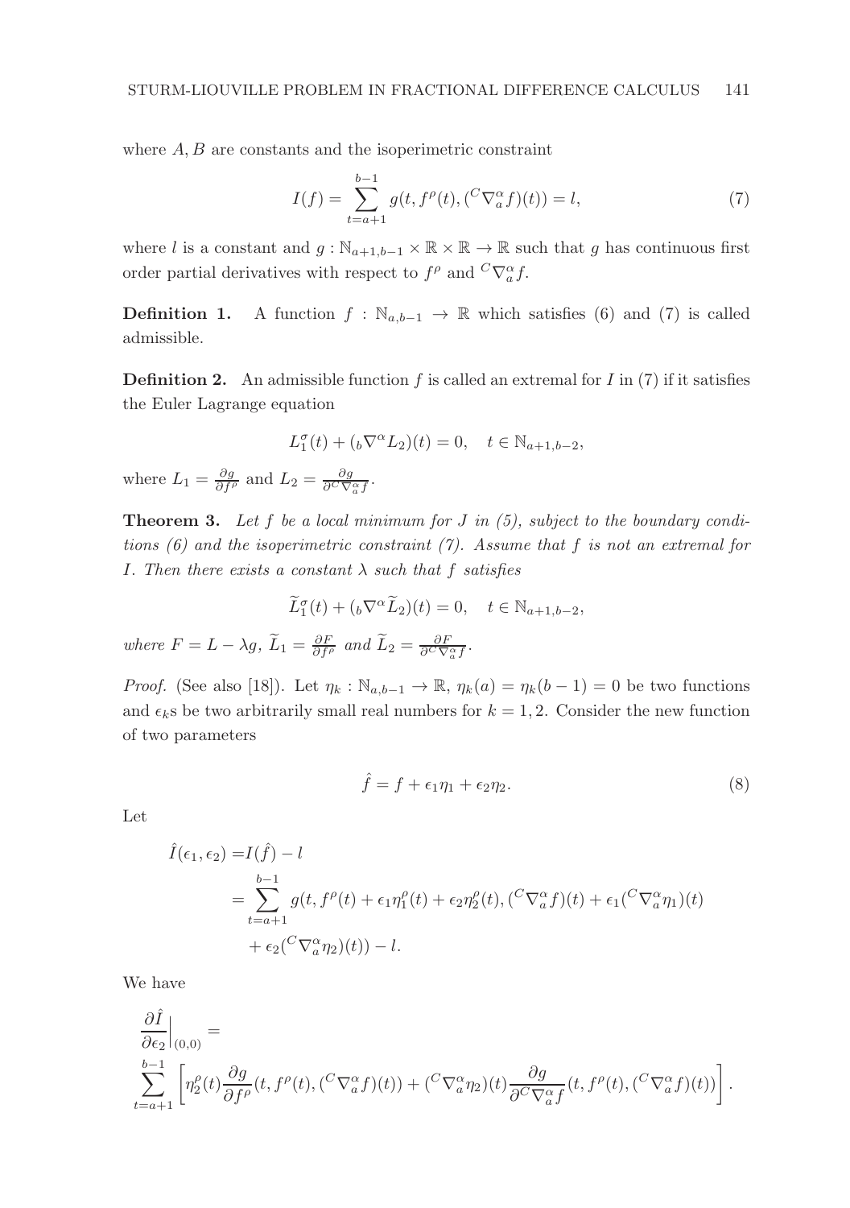where $A, B$ are constants and the isoperimetric constraint

$$I(f) = \sum_{t=a+1}^{b-1} g(t, f^\rho(t), ({}^C\nabla_a^\alpha f)(t)) = l, \tag{7}$$

where $l$ is a constant and $g : \mathbb{N}_{a+1,b-1} \times \mathbb{R} \times \mathbb{R} \to \mathbb{R}$ such that $g$ has continuous first order partial derivatives with respect to $f^\rho$ and ${}^C\nabla_a^\alpha f$.

**Definition 1.** A function $f : \mathbb{N}_{a,b-1} \to \mathbb{R}$ which satisfies (6) and (7) is called admissible.

**Definition 2.** An admissible function $f$ is called an extremal for $I$ in (7) if it satisfies the Euler Lagrange equation

$$L_1^\sigma(t) + ({}_b\nabla^\alpha L_2)(t) = 0, \quad t \in \mathbb{N}_{a+1,b-2},$$

where $L_1 = \frac{\partial g}{\partial f^\rho}$ and $L_2 = \frac{\partial g}{\partial {}^C\nabla_a^\alpha f}$.

**Theorem 3.** *Let $f$ be a local minimum for $J$ in (5), subject to the boundary conditions (6) and the isoperimetric constraint (7). Assume that $f$ is not an extremal for $I$. Then there exists a constant $\lambda$ such that $f$ satisfies*

$$\widetilde{L}_1^\sigma(t) + ({}_b\nabla^\alpha \widetilde{L}_2)(t) = 0, \quad t \in \mathbb{N}_{a+1,b-2},$$

*where $F = L - \lambda g$, $\widetilde{L}_1 = \frac{\partial F}{\partial f^\rho}$ and $\widetilde{L}_2 = \frac{\partial F}{\partial {}^C\nabla_a^\alpha f}$.*

*Proof.* (See also [18]). Let $\eta_k : \mathbb{N}_{a,b-1} \to \mathbb{R}$, $\eta_k(a) = \eta_k(b-1) = 0$ be two functions and $\epsilon_k$s be two arbitrarily small real numbers for $k = 1, 2$. Consider the new function of two parameters

$$\hat{f} = f + \epsilon_1\eta_1 + \epsilon_2\eta_2. \tag{8}$$

Let

$$\begin{aligned}\hat{I}(\epsilon_1, \epsilon_2) =& I(\hat{f}) - l \\ =& \sum_{t=a+1}^{b-1} g(t, f^\rho(t) + \epsilon_1\eta_1^\rho(t) + \epsilon_2\eta_2^\rho(t), ({}^C\nabla_a^\alpha f)(t) + \epsilon_1({}^C\nabla_a^\alpha \eta_1)(t) \\ &+ \epsilon_2({}^C\nabla_a^\alpha \eta_2)(t)) - l.\end{aligned}$$

We have

$$\frac{\partial \hat{I}}{\partial \epsilon_2}\Big|_{(0,0)} = \sum_{t=a+1}^{b-1} \left[\eta_2^\rho(t)\frac{\partial g}{\partial f^\rho}(t, f^\rho(t), ({}^C\nabla_a^\alpha f)(t)) + ({}^C\nabla_a^\alpha \eta_2)(t)\frac{\partial g}{\partial {}^C\nabla_a^\alpha f}(t, f^\rho(t), ({}^C\nabla_a^\alpha f)(t))\right].$$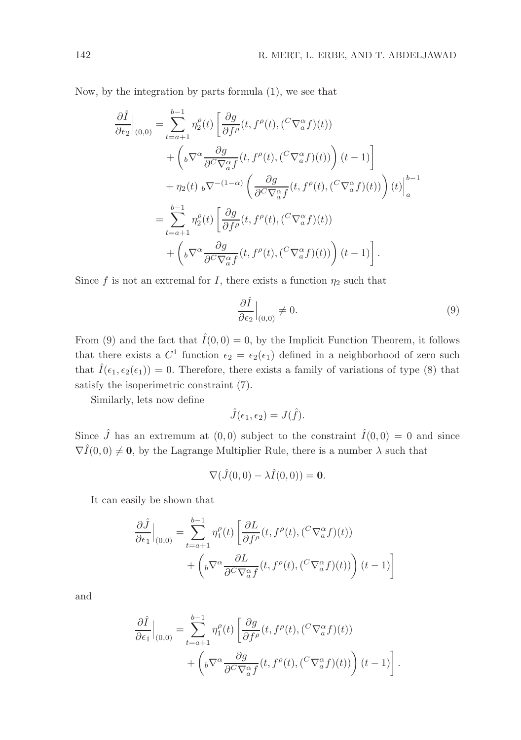Now, by the integration by parts formula (1), we see that

$$
\begin{aligned}
\frac{\partial \hat{I}}{\partial \epsilon_2}\Big|_{(0,0)} &= \sum_{t=a+1}^{b-1} \eta_2^{\rho}(t) \left[ \frac{\partial g}{\partial f^{\rho}}(t, f^{\rho}(t), ({}^{C}\nabla_a^{\alpha} f)(t)) \right. \\
&\quad \left. + \left( {}_{b}\nabla^{\alpha} \frac{\partial g}{\partial {}^{C}\nabla_a^{\alpha} f}(t, f^{\rho}(t), ({}^{C}\nabla_a^{\alpha} f)(t)) \right)(t-1) \right] \\
&\quad + \eta_2(t)\ {}_{b}\nabla^{-(1-\alpha)} \left( \frac{\partial g}{\partial {}^{C}\nabla_a^{\alpha} f}(t, f^{\rho}(t), ({}^{C}\nabla_a^{\alpha} f)(t)) \right)(t) \Big|_a^{b-1} \\
&= \sum_{t=a+1}^{b-1} \eta_2^{\rho}(t) \left[ \frac{\partial g}{\partial f^{\rho}}(t, f^{\rho}(t), ({}^{C}\nabla_a^{\alpha} f)(t)) \right. \\
&\quad \left. + \left( {}_{b}\nabla^{\alpha} \frac{\partial g}{\partial {}^{C}\nabla_a^{\alpha} f}(t, f^{\rho}(t), ({}^{C}\nabla_a^{\alpha} f)(t)) \right)(t-1) \right].
\end{aligned}
$$

Since $f$ is not an extremal for $I$, there exists a function $\eta_2$ such that

$$
\frac{\partial \hat{I}}{\partial \epsilon_2}\Big|_{(0,0)} \neq 0. \tag{9}
$$

From (9) and the fact that $\hat{I}(0,0) = 0$, by the Implicit Function Theorem, it follows that there exists a $C^1$ function $\epsilon_2 = \epsilon_2(\epsilon_1)$ defined in a neighborhood of zero such that $\hat{I}(\epsilon_1, \epsilon_2(\epsilon_1)) = 0$. Therefore, there exists a family of variations of type (8) that satisfy the isoperimetric constraint (7).

Similarly, lets now define

$$
\hat{J}(\epsilon_1, \epsilon_2) = J(\hat{f}).
$$

Since $\hat{J}$ has an extremum at $(0,0)$ subject to the constraint $\hat{I}(0,0) = 0$ and since $\nabla \hat{I}(0,0) \neq \mathbf{0}$, by the Lagrange Multiplier Rule, there is a number $\lambda$ such that

$$
\nabla(\hat{J}(0,0) - \lambda \hat{I}(0,0)) = \mathbf{0}.
$$

It can easily be shown that

$$
\begin{aligned}
\frac{\partial \hat{J}}{\partial \epsilon_1}\Big|_{(0,0)} &= \sum_{t=a+1}^{b-1} \eta_1^{\rho}(t) \left[ \frac{\partial L}{\partial f^{\rho}}(t, f^{\rho}(t), ({}^{C}\nabla_a^{\alpha} f)(t)) \right. \\
&\quad \left. + \left( {}_{b}\nabla^{\alpha} \frac{\partial L}{\partial {}^{C}\nabla_a^{\alpha} f}(t, f^{\rho}(t), ({}^{C}\nabla_a^{\alpha} f)(t)) \right)(t-1) \right]
\end{aligned}
$$

and

$$
\begin{aligned}
\frac{\partial \hat{I}}{\partial \epsilon_1}\Big|_{(0,0)} &= \sum_{t=a+1}^{b-1} \eta_1^{\rho}(t) \left[ \frac{\partial g}{\partial f^{\rho}}(t, f^{\rho}(t), ({}^{C}\nabla_a^{\alpha} f)(t)) \right. \\
&\quad \left. + \left( {}_{b}\nabla^{\alpha} \frac{\partial g}{\partial {}^{C}\nabla_a^{\alpha} f}(t, f^{\rho}(t), ({}^{C}\nabla_a^{\alpha} f)(t)) \right)(t-1) \right].
\end{aligned}
$$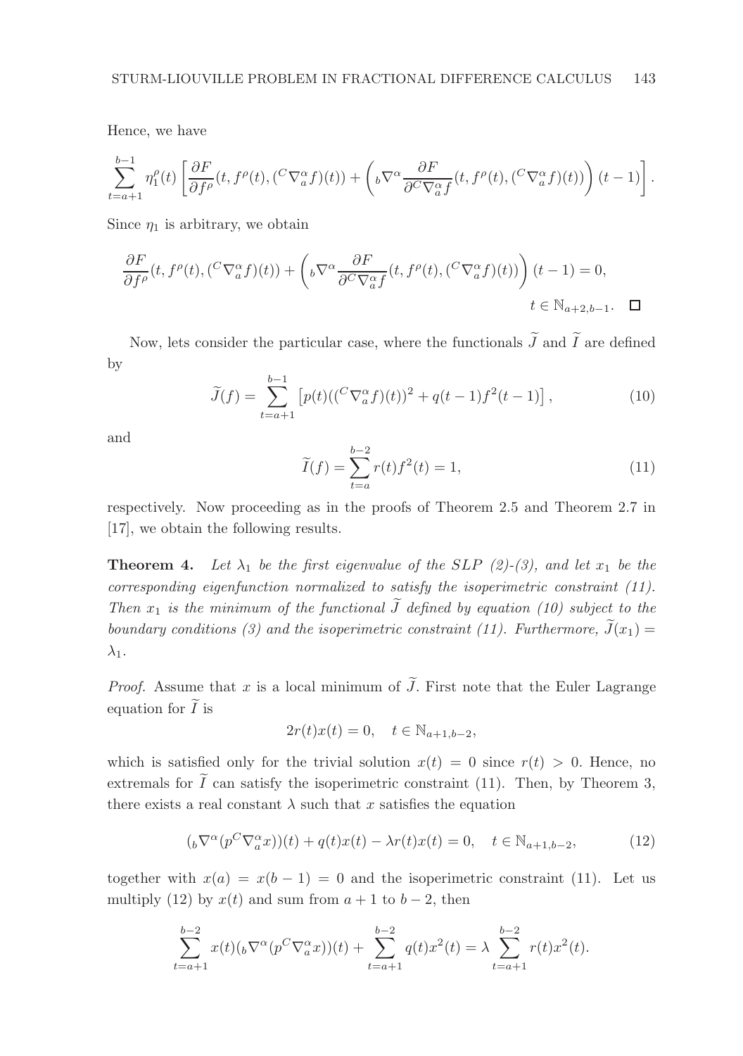Hence, we have

$$\sum_{t=a+1}^{b-1} \eta_1^{\rho}(t) \left[ \frac{\partial F}{\partial f^{\rho}}(t, f^{\rho}(t), ({}^C\nabla_a^{\alpha} f)(t)) + \left( {}_b\nabla^{\alpha} \frac{\partial F}{\partial {}^C\nabla_a^{\alpha} f}(t, f^{\rho}(t), ({}^C\nabla_a^{\alpha} f)(t)) \right)(t-1) \right].$$

Since $\eta_1$ is arbitrary, we obtain

$$\frac{\partial F}{\partial f^{\rho}}(t, f^{\rho}(t), ({}^C\nabla_a^{\alpha} f)(t)) + \left( {}_b\nabla^{\alpha} \frac{\partial F}{\partial {}^C\nabla_a^{\alpha} f}(t, f^{\rho}(t), ({}^C\nabla_a^{\alpha} f)(t)) \right)(t-1) = 0,$$
$$t \in \mathbb{N}_{a+2,b-1}. \quad \square$$

Now, lets consider the particular case, where the functionals $\widetilde{J}$ and $\widetilde{I}$ are defined by

$$\widetilde{J}(f) = \sum_{t=a+1}^{b-1} \left[ p(t)(({}^C\nabla_a^{\alpha} f)(t))^2 + q(t-1) f^2(t-1) \right], \tag{10}$$

and

$$\widetilde{I}(f) = \sum_{t=a}^{b-2} r(t) f^2(t) = 1, \tag{11}$$

respectively. Now proceeding as in the proofs of Theorem 2.5 and Theorem 2.7 in [17], we obtain the following results.

**Theorem 4.** *Let $\lambda_1$ be the first eigenvalue of the SLP (2)-(3), and let $x_1$ be the corresponding eigenfunction normalized to satisfy the isoperimetric constraint (11). Then $x_1$ is the minimum of the functional $\widetilde{J}$ defined by equation (10) subject to the boundary conditions (3) and the isoperimetric constraint (11). Furthermore, $\widetilde{J}(x_1) = \lambda_1$.*

*Proof.* Assume that $x$ is a local minimum of $\widetilde{J}$. First note that the Euler Lagrange equation for $\widetilde{I}$ is

$$2r(t)x(t) = 0, \quad t \in \mathbb{N}_{a+1,b-2},$$

which is satisfied only for the trivial solution $x(t) = 0$ since $r(t) > 0$. Hence, no extremals for $\widetilde{I}$ can satisfy the isoperimetric constraint (11). Then, by Theorem 3, there exists a real constant $\lambda$ such that $x$ satisfies the equation

$$({}_b\nabla^{\alpha}(p\,{}^C\nabla_a^{\alpha} x))(t) + q(t)x(t) - \lambda r(t)x(t) = 0, \quad t \in \mathbb{N}_{a+1,b-2}, \tag{12}$$

together with $x(a) = x(b-1) = 0$ and the isoperimetric constraint (11). Let us multiply (12) by $x(t)$ and sum from $a+1$ to $b-2$, then

$$\sum_{t=a+1}^{b-2} x(t)({}_b\nabla^{\alpha}(p\,{}^C\nabla_a^{\alpha} x))(t) + \sum_{t=a+1}^{b-2} q(t)x^2(t) = \lambda \sum_{t=a+1}^{b-2} r(t)x^2(t).$$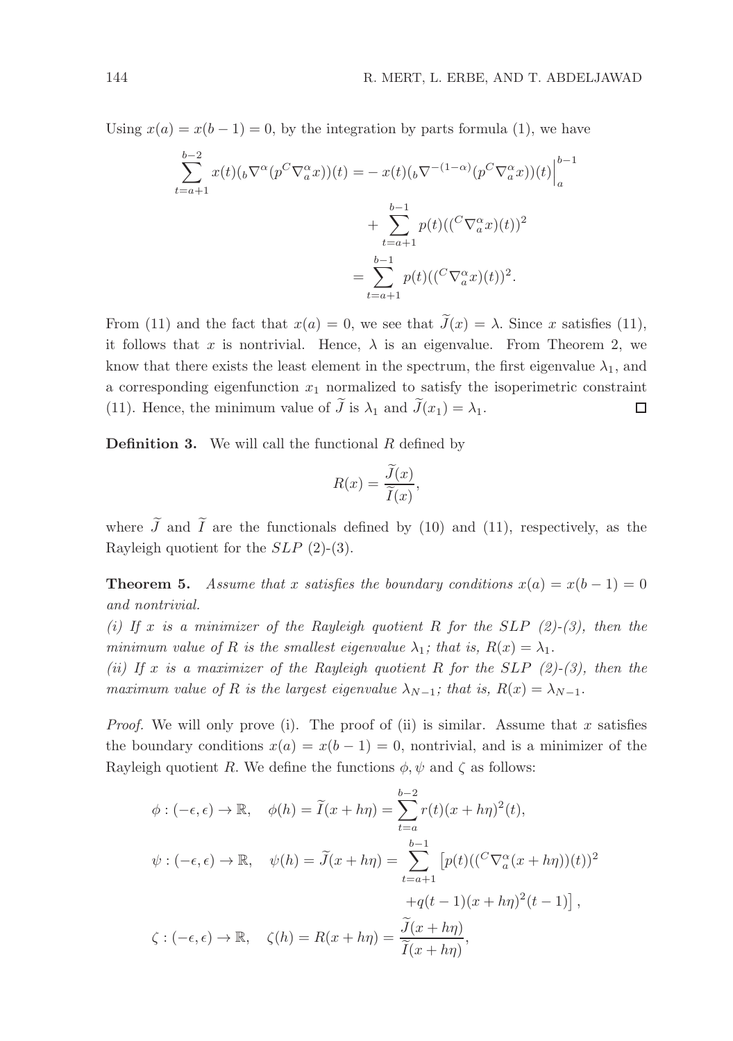Using $x(a) = x(b-1) = 0$, by the integration by parts formula (1), we have

$$\sum_{t=a+1}^{b-2} x(t)({}_b\nabla^{\alpha}(p^C\nabla_a^{\alpha}x))(t) = -\, x(t)({}_b\nabla^{-(1-\alpha)}(p^C\nabla_a^{\alpha}x))(t)\Big|_a^{b-1} + \sum_{t=a+1}^{b-1} p(t)(({}^C\nabla_a^{\alpha}x)(t))^2 = \sum_{t=a+1}^{b-1} p(t)(({}^C\nabla_a^{\alpha}x)(t))^2.$$

From (11) and the fact that $x(a) = 0$, we see that $\widetilde{J}(x) = \lambda$. Since $x$ satisfies (11), it follows that $x$ is nontrivial. Hence, $\lambda$ is an eigenvalue. From Theorem 2, we know that there exists the least element in the spectrum, the first eigenvalue $\lambda_1$, and a corresponding eigenfunction $x_1$ normalized to satisfy the isoperimetric constraint (11). Hence, the minimum value of $\widetilde{J}$ is $\lambda_1$ and $\widetilde{J}(x_1) = \lambda_1$. $\square$

**Definition 3.** We will call the functional $R$ defined by

$$R(x) = \frac{\widetilde{J}(x)}{\widetilde{I}(x)},$$

where $\widetilde{J}$ and $\widetilde{I}$ are the functionals defined by (10) and (11), respectively, as the Rayleigh quotient for the $SLP$ (2)-(3).

**Theorem 5.** *Assume that $x$ satisfies the boundary conditions $x(a) = x(b-1) = 0$ and nontrivial.*

*(i) If $x$ is a minimizer of the Rayleigh quotient $R$ for the $SLP$ (2)-(3), then the minimum value of $R$ is the smallest eigenvalue $\lambda_1$; that is, $R(x) = \lambda_1$.*

*(ii) If $x$ is a maximizer of the Rayleigh quotient $R$ for the $SLP$ (2)-(3), then the maximum value of $R$ is the largest eigenvalue $\lambda_{N-1}$; that is, $R(x) = \lambda_{N-1}$.*

*Proof.* We will only prove (i). The proof of (ii) is similar. Assume that $x$ satisfies the boundary conditions $x(a) = x(b-1) = 0$, nontrivial, and is a minimizer of the Rayleigh quotient $R$. We define the functions $\phi, \psi$ and $\zeta$ as follows:

$$\phi : (-\epsilon, \epsilon) \to \mathbb{R}, \quad \phi(h) = \widetilde{I}(x + h\eta) = \sum_{t=a}^{b-2} r(t)(x + h\eta)^2(t),$$

$$\psi : (-\epsilon, \epsilon) \to \mathbb{R}, \quad \psi(h) = \widetilde{J}(x + h\eta) = \sum_{t=a+1}^{b-1} \left[p(t)(({}^C\nabla_a^{\alpha}(x + h\eta))(t))^2 + q(t-1)(x + h\eta)^2(t-1)\right],$$

$$\zeta : (-\epsilon, \epsilon) \to \mathbb{R}, \quad \zeta(h) = R(x + h\eta) = \frac{\widetilde{J}(x + h\eta)}{\widetilde{I}(x + h\eta)},$$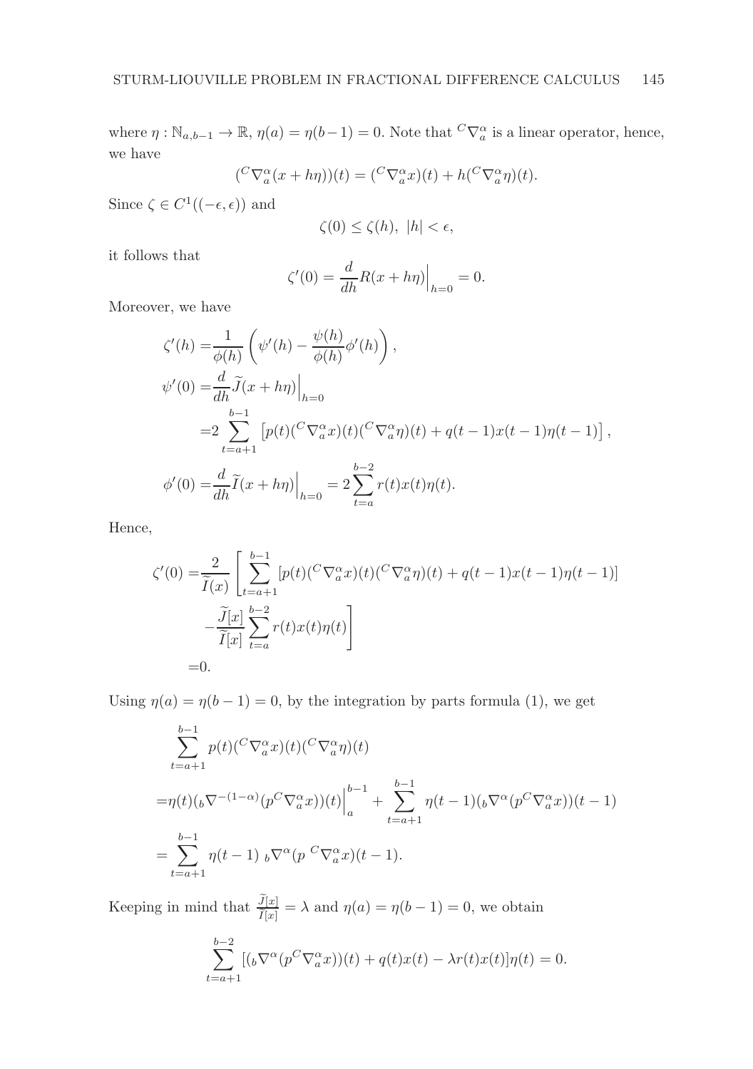where $\eta : \mathbb{N}_{a,b-1} \to \mathbb{R}$, $\eta(a) = \eta(b-1) = 0$. Note that ${}^C\nabla_a^\alpha$ is a linear operator, hence, we have

$$({}^C\nabla_a^\alpha(x + h\eta))(t) = ({}^C\nabla_a^\alpha x)(t) + h({}^C\nabla_a^\alpha \eta)(t).$$

Since $\zeta \in C^1((-\epsilon, \epsilon))$ and

$$\zeta(0) \leq \zeta(h), \ |h| < \epsilon,$$

it follows that

$$\zeta'(0) = \frac{d}{dh} R(x + h\eta)\Big|_{h=0} = 0.$$

Moreover, we have

$$\begin{aligned}
\zeta'(h) =& \frac{1}{\phi(h)}\left(\psi'(h) - \frac{\psi(h)}{\phi(h)}\phi'(h)\right), \\
\psi'(0) =& \frac{d}{dh}\widetilde{J}(x + h\eta)\Big|_{h=0} \\
=& 2\sum_{t=a+1}^{b-1}\left[p(t)({}^C\nabla_a^\alpha x)(t)({}^C\nabla_a^\alpha \eta)(t) + q(t-1)x(t-1)\eta(t-1)\right], \\
\phi'(0) =& \frac{d}{dh}\widetilde{I}(x + h\eta)\Big|_{h=0} = 2\sum_{t=a}^{b-2} r(t)x(t)\eta(t).
\end{aligned}$$

Hence,

$$\begin{aligned}
\zeta'(0) =& \frac{2}{\widetilde{I}(x)}\Bigg[\sum_{t=a+1}^{b-1}\left[p(t)({}^C\nabla_a^\alpha x)(t)({}^C\nabla_a^\alpha \eta)(t) + q(t-1)x(t-1)\eta(t-1)\right] \\
&- \frac{\widetilde{J}[x]}{\widetilde{I}[x]}\sum_{t=a}^{b-2} r(t)x(t)\eta(t)\Bigg] \\
=& 0.
\end{aligned}$$

Using $\eta(a) = \eta(b-1) = 0$, by the integration by parts formula (1), we get

$$\begin{aligned}
&\sum_{t=a+1}^{b-1} p(t)({}^C\nabla_a^\alpha x)(t)({}^C\nabla_a^\alpha \eta)(t) \\
=& \eta(t)({}_b\nabla^{-(1-\alpha)}(p{}^C\nabla_a^\alpha x))(t)\Big|_a^{b-1} + \sum_{t=a+1}^{b-1}\eta(t-1)({}_b\nabla^\alpha(p{}^C\nabla_a^\alpha x))(t-1) \\
=& \sum_{t=a+1}^{b-1}\eta(t-1)\ {}_b\nabla^\alpha(p\ {}^C\nabla_a^\alpha x)(t-1).
\end{aligned}$$

Keeping in mind that $\frac{\widetilde{J}[x]}{\widetilde{I}[x]} = \lambda$ and $\eta(a) = \eta(b-1) = 0$, we obtain

$$\sum_{t=a+1}^{b-2}\left[({}_b\nabla^\alpha(p{}^C\nabla_a^\alpha x))(t) + q(t)x(t) - \lambda r(t)x(t)\right]\eta(t) = 0.$$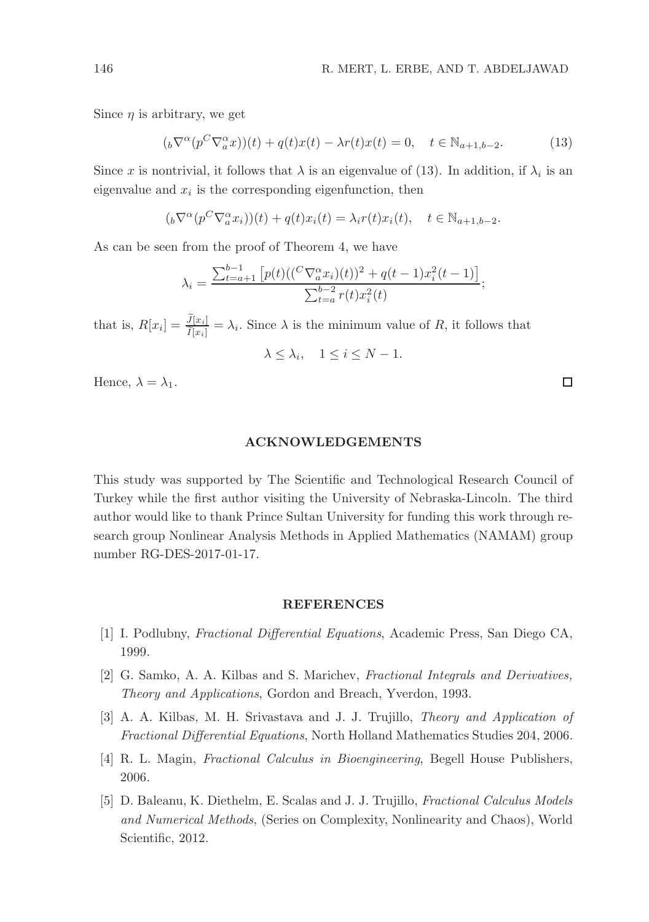Since $\eta$ is arbitrary, we get

$$({}_b\nabla^\alpha(p^C\nabla_a^\alpha x))(t) + q(t)x(t) - \lambda r(t)x(t) = 0, \quad t \in \mathbb{N}_{a+1,b-2}. \tag{13}$$

Since $x$ is nontrivial, it follows that $\lambda$ is an eigenvalue of (13). In addition, if $\lambda_i$ is an eigenvalue and $x_i$ is the corresponding eigenfunction, then

$$({}_b\nabla^\alpha(p^C\nabla_a^\alpha x_i))(t) + q(t)x_i(t) = \lambda_i r(t)x_i(t), \quad t \in \mathbb{N}_{a+1,b-2}.$$

As can be seen from the proof of Theorem 4, we have

$$\lambda_i = \frac{\sum_{t=a+1}^{b-1}\left[p(t)((^C\nabla_a^\alpha x_i)(t))^2 + q(t-1)x_i^2(t-1)\right]}{\sum_{t=a}^{b-2} r(t)x_i^2(t)};$$

that is, $R[x_i] = \frac{\widetilde{J}[x_i]}{\widetilde{I}[x_i]} = \lambda_i$. Since $\lambda$ is the minimum value of $R$, it follows that

$$\lambda \leq \lambda_i, \quad 1 \leq i \leq N-1.$$

Hence, $\lambda = \lambda_1$. □

## ACKNOWLEDGEMENTS

This study was supported by The Scientific and Technological Research Council of Turkey while the first author visiting the University of Nebraska-Lincoln. The third author would like to thank Prince Sultan University for funding this work through research group Nonlinear Analysis Methods in Applied Mathematics (NAMAM) group number RG-DES-2017-01-17.

## REFERENCES

[1] I. Podlubny, *Fractional Differential Equations*, Academic Press, San Diego CA, 1999.

[2] G. Samko, A. A. Kilbas and S. Marichev, *Fractional Integrals and Derivatives, Theory and Applications*, Gordon and Breach, Yverdon, 1993.

[3] A. A. Kilbas, M. H. Srivastava and J. J. Trujillo, *Theory and Application of Fractional Differential Equations*, North Holland Mathematics Studies 204, 2006.

[4] R. L. Magin, *Fractional Calculus in Bioengineering*, Begell House Publishers, 2006.

[5] D. Baleanu, K. Diethelm, E. Scalas and J. J. Trujillo, *Fractional Calculus Models and Numerical Methods*, (Series on Complexity, Nonlinearity and Chaos), World Scientific, 2012.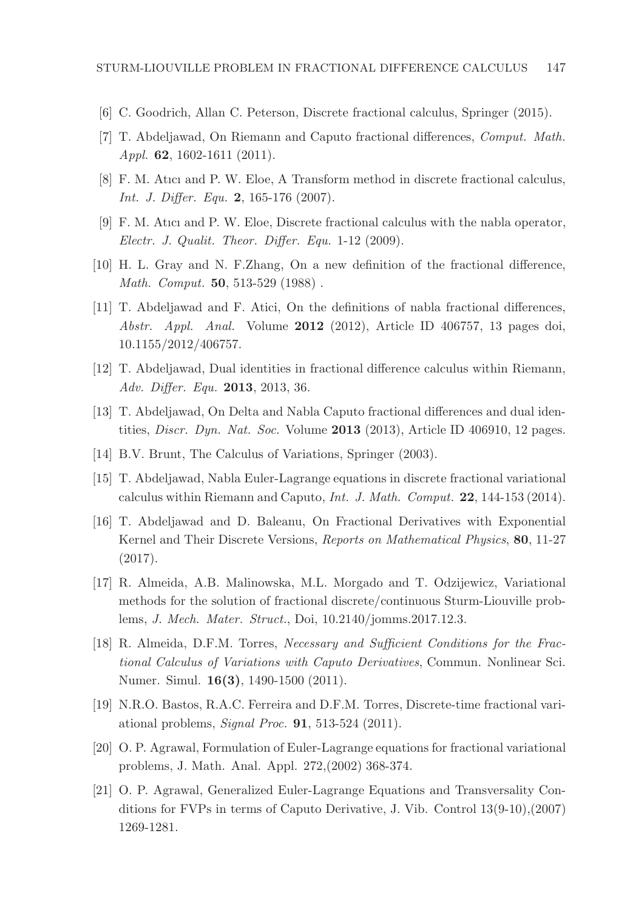[6] C. Goodrich, Allan C. Peterson, Discrete fractional calculus, Springer (2015).

[7] T. Abdeljawad, On Riemann and Caputo fractional differences, *Comput. Math. Appl.* **62**, 1602-1611 (2011).

[8] F. M. Atıcı and P. W. Eloe, A Transform method in discrete fractional calculus, *Int. J. Differ. Equ.* **2**, 165-176 (2007).

[9] F. M. Atıcı and P. W. Eloe, Discrete fractional calculus with the nabla operator, *Electr. J. Qualit. Theor. Differ. Equ.* 1-12 (2009).

[10] H. L. Gray and N. F.Zhang, On a new definition of the fractional difference, *Math. Comput.* **50**, 513-529 (1988) .

[11] T. Abdeljawad and F. Atici, On the definitions of nabla fractional differences, *Abstr. Appl. Anal.* Volume **2012** (2012), Article ID 406757, 13 pages doi, 10.1155/2012/406757.

[12] T. Abdeljawad, Dual identities in fractional difference calculus within Riemann, *Adv. Differ. Equ.* **2013**, 2013, 36.

[13] T. Abdeljawad, On Delta and Nabla Caputo fractional differences and dual identities, *Discr. Dyn. Nat. Soc.* Volume **2013** (2013), Article ID 406910, 12 pages.

[14] B.V. Brunt, The Calculus of Variations, Springer (2003).

[15] T. Abdeljawad, Nabla Euler-Lagrange equations in discrete fractional variational calculus within Riemann and Caputo, *Int. J. Math. Comput.* **22**, 144-153 (2014).

[16] T. Abdeljawad and D. Baleanu, On Fractional Derivatives with Exponential Kernel and Their Discrete Versions, *Reports on Mathematical Physics*, **80**, 11-27 (2017).

[17] R. Almeida, A.B. Malinowska, M.L. Morgado and T. Odzijewicz, Variational methods for the solution of fractional discrete/continuous Sturm-Liouville problems, *J. Mech. Mater. Struct.*, Doi, 10.2140/jomms.2017.12.3.

[18] R. Almeida, D.F.M. Torres, *Necessary and Sufficient Conditions for the Fractional Calculus of Variations with Caputo Derivatives*, Commun. Nonlinear Sci. Numer. Simul. **16(3)**, 1490-1500 (2011).

[19] N.R.O. Bastos, R.A.C. Ferreira and D.F.M. Torres, Discrete-time fractional variational problems, *Signal Proc.* **91**, 513-524 (2011).

[20] O. P. Agrawal, Formulation of Euler-Lagrange equations for fractional variational problems, J. Math. Anal. Appl. 272,(2002) 368-374.

[21] O. P. Agrawal, Generalized Euler-Lagrange Equations and Transversality Conditions for FVPs in terms of Caputo Derivative, J. Vib. Control 13(9-10),(2007) 1269-1281.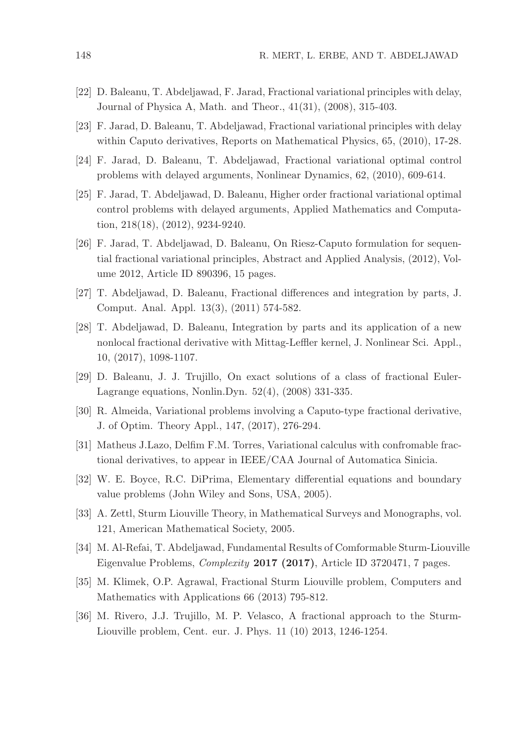[22] D. Baleanu, T. Abdeljawad, F. Jarad, Fractional variational principles with delay, Journal of Physica A, Math. and Theor., 41(31), (2008), 315-403.

[23] F. Jarad, D. Baleanu, T. Abdeljawad, Fractional variational principles with delay within Caputo derivatives, Reports on Mathematical Physics, 65, (2010), 17-28.

[24] F. Jarad, D. Baleanu, T. Abdeljawad, Fractional variational optimal control problems with delayed arguments, Nonlinear Dynamics, 62, (2010), 609-614.

[25] F. Jarad, T. Abdeljawad, D. Baleanu, Higher order fractional variational optimal control problems with delayed arguments, Applied Mathematics and Computation, 218(18), (2012), 9234-9240.

[26] F. Jarad, T. Abdeljawad, D. Baleanu, On Riesz-Caputo formulation for sequential fractional variational principles, Abstract and Applied Analysis, (2012), Volume 2012, Article ID 890396, 15 pages.

[27] T. Abdeljawad, D. Baleanu, Fractional differences and integration by parts, J. Comput. Anal. Appl. 13(3), (2011) 574-582.

[28] T. Abdeljawad, D. Baleanu, Integration by parts and its application of a new nonlocal fractional derivative with Mittag-Leffler kernel, J. Nonlinear Sci. Appl., 10, (2017), 1098-1107.

[29] D. Baleanu, J. J. Trujillo, On exact solutions of a class of fractional Euler-Lagrange equations, Nonlin.Dyn. 52(4), (2008) 331-335.

[30] R. Almeida, Variational problems involving a Caputo-type fractional derivative, J. of Optim. Theory Appl., 147, (2017), 276-294.

[31] Matheus J.Lazo, Delfim F.M. Torres, Variational calculus with confromable fractional derivatives, to appear in IEEE/CAA Journal of Automatica Sinicia.

[32] W. E. Boyce, R.C. DiPrima, Elementary differential equations and boundary value problems (John Wiley and Sons, USA, 2005).

[33] A. Zettl, Sturm Liouville Theory, in Mathematical Surveys and Monographs, vol. 121, American Mathematical Society, 2005.

[34] M. Al-Refai, T. Abdeljawad, Fundamental Results of Comformable Sturm-Liouville Eigenvalue Problems, *Complexity* **2017 (2017)**, Article ID 3720471, 7 pages.

[35] M. Klimek, O.P. Agrawal, Fractional Sturm Liouville problem, Computers and Mathematics with Applications 66 (2013) 795-812.

[36] M. Rivero, J.J. Trujillo, M. P. Velasco, A fractional approach to the Sturm-Liouville problem, Cent. eur. J. Phys. 11 (10) 2013, 1246-1254.